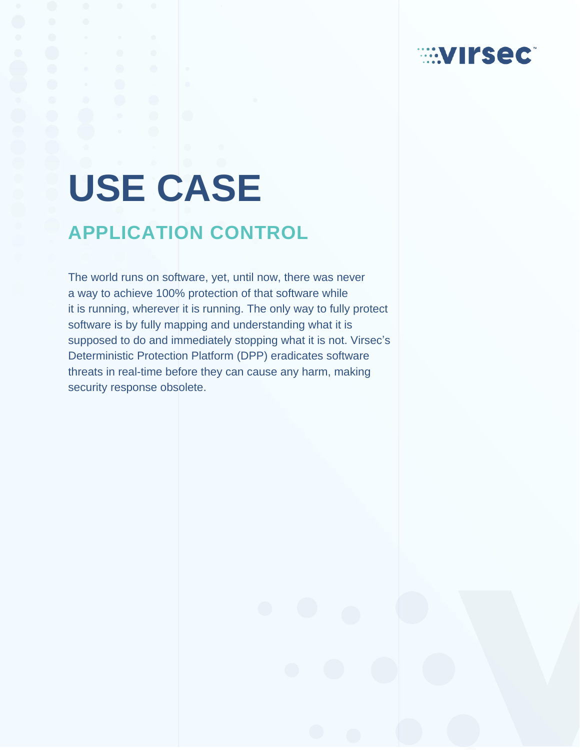# USE CASE

## APPLICATION CONTROL

The world runs on software, yet, until now, there was never a way to achieve 100% protection of that software while it is running, wherever it is running. The only way to fully protect software is by fully mapping and understanding what it is supposed to do and immediately stopping what it is not. Virsec's Deterministic Protection Platform (DPP) eradicates software threats in real-time before they can cause any harm, making security response obsolete.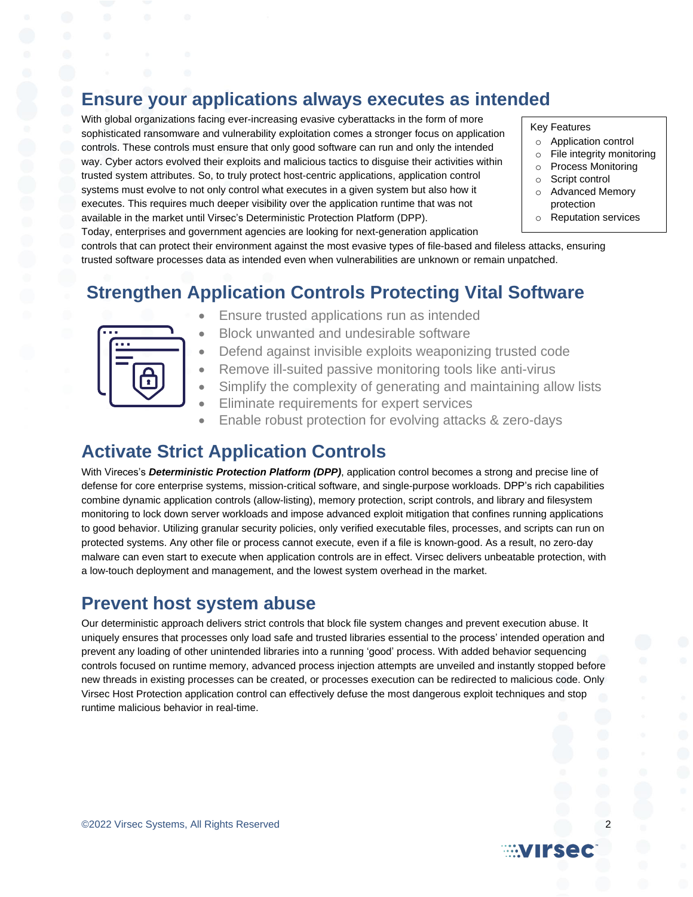## Ensure your applications always executes as intended

With global organizations facing ever-increasing evasive cyberattacks in the form of more sophisticated ransomware and vulnerability exploitation comes a stronger focus on application controls. These controls must ensure that only good software can run and only the intended way. Cyber actors evolved their exploits and malicious tactics to disguise their activities within trusted system attributes. So, to truly protect host-centric applications, application control systems must evolve to not only control what executes in a given system but also how it executes. This requires much deeper visibility over the application runtime that was not available in the market until Virsec's Deterministic Protection Platform (DPP).

Today, enterprises and government agencies are looking for next-generation application controls that can protect their environment against the most evasive types of file-based and fileless attacks, ensuring trusted software processes data as intended even when vulnerabilities are unknown or remain unpatched.

Key Features

- Application control
- File integrity monitoring
- Process Monitoring
- Script control
- Advanced Memory protection
- Reputation services

## Strengthen Application Controls Protecting Vital Software

- Ensure trusted applications run as intended
- Block unwanted and undesirable software
- Defend against invisible exploits weaponizing trusted code
- Remove ill-suited passive monitoring tools like anti-virus
- Simplify the complexity of generating and maintaining allow lists
- Eliminate requirements for expert services
- Enable robust protection for evolving attacks & zero-days

## Activate Strict Application Controls

With Vireces's ***Deterministic Protection Platform (DPP)***, application control becomes a strong and precise line of defense for core enterprise systems, mission-critical software, and single-purpose workloads. DPP's rich capabilities combine dynamic application controls (allow-listing), memory protection, script controls, and library and filesystem monitoring to lock down server workloads and impose advanced exploit mitigation that confines running applications to good behavior. Utilizing granular security policies, only verified executable files, processes, and scripts can run on protected systems. Any other file or process cannot execute, even if a file is known-good. As a result, no zero-day malware can even start to execute when application controls are in effect. Virsec delivers unbeatable protection, with a low-touch deployment and management, and the lowest system overhead in the market.

## Prevent host system abuse

Our deterministic approach delivers strict controls that block file system changes and prevent execution abuse. It uniquely ensures that processes only load safe and trusted libraries essential to the process' intended operation and prevent any loading of other unintended libraries into a running 'good' process. With added behavior sequencing controls focused on runtime memory, advanced process injection attempts are unveiled and instantly stopped before new threads in existing processes can be created, or processes execution can be redirected to malicious code. Only Virsec Host Protection application control can effectively defuse the most dangerous exploit techniques and stop runtime malicious behavior in real-time.

©2022 Virsec Systems, All Rights Reserved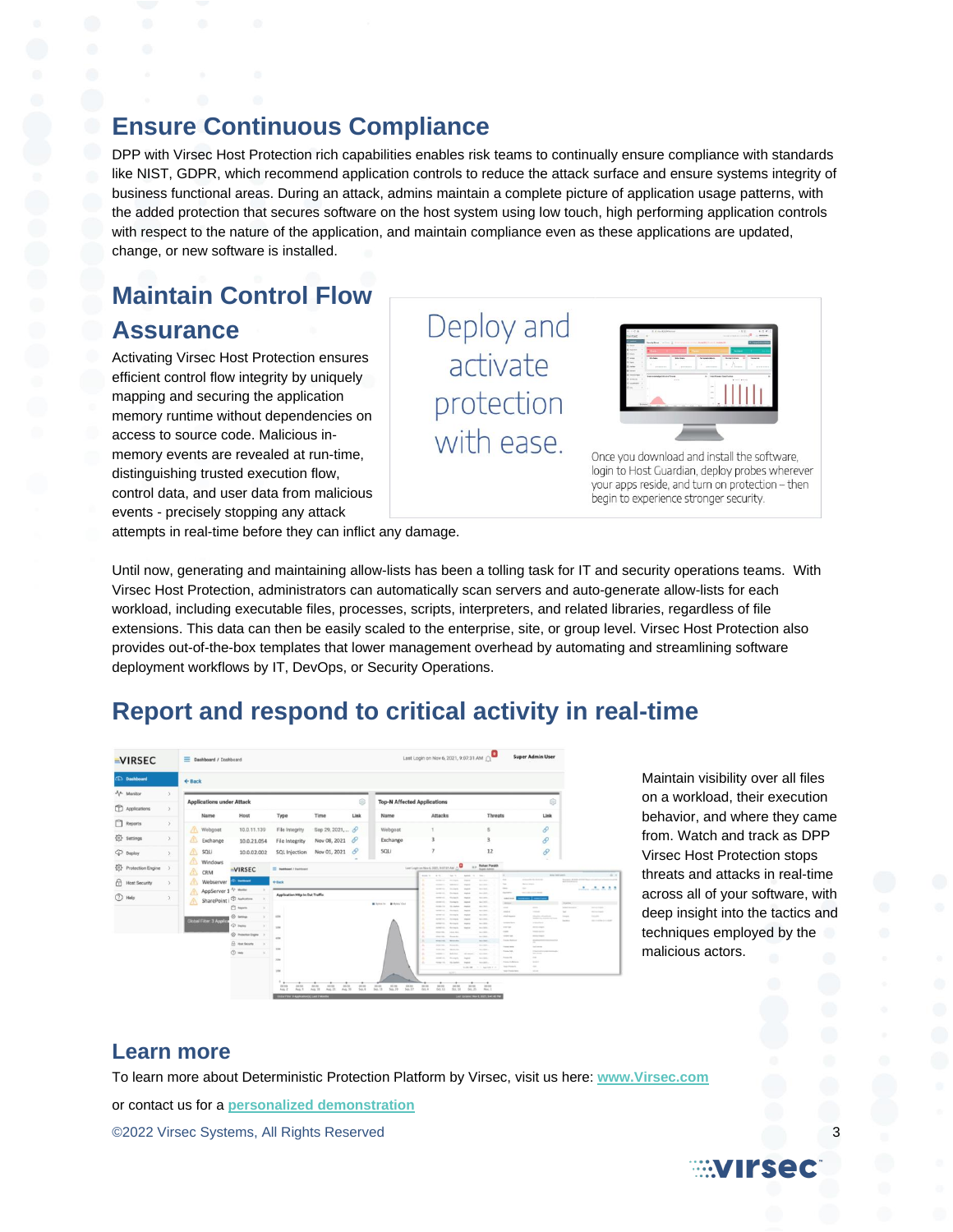## Ensure Continuous Compliance

DPP with Virsec Host Protection rich capabilities enables risk teams to continually ensure compliance with standards like NIST, GDPR, which recommend application controls to reduce the attack surface and ensure systems integrity of business functional areas. During an attack, admins maintain a complete picture of application usage patterns, with the added protection that secures software on the host system using low touch, high performing application controls with respect to the nature of the application, and maintain compliance even as these applications are updated, change, or new software is installed.

## Maintain Control Flow Assurance

Activating Virsec Host Protection ensures efficient control flow integrity by uniquely mapping and securing the application memory runtime without dependencies on access to source code. Malicious in-memory events are revealed at run-time, distinguishing trusted execution flow, control data, and user data from malicious events - precisely stopping any attack attempts in real-time before they can inflict any damage.

Deploy and activate protection with ease.

Once you download and install the software, login to Host Guardian, deploy probes wherever your apps reside, and turn on protection – then begin to experience stronger security.

Until now, generating and maintaining allow-lists has been a tolling task for IT and security operations teams. With Virsec Host Protection, administrators can automatically scan servers and auto-generate allow-lists for each workload, including executable files, processes, scripts, interpreters, and related libraries, regardless of file extensions. This data can then be easily scaled to the enterprise, site, or group level. Virsec Host Protection also provides out-of-the-box templates that lower management overhead by automating and streamlining software deployment workflows by IT, DevOps, or Security Operations.

## Report and respond to critical activity in real-time

Maintain visibility over all files on a workload, their execution behavior, and where they came from. Watch and track as DPP Virsec Host Protection stops threats and attacks in real-time across all of your software, with deep insight into the tactics and techniques employed by the malicious actors.

## Learn more

To learn more about Deterministic Protection Platform by Virsec, visit us here: [www.Virsec.com](http://www.Virsec.com)

or contact us for a [personalized demonstration](#)

©2022 Virsec Systems, All Rights Reserved